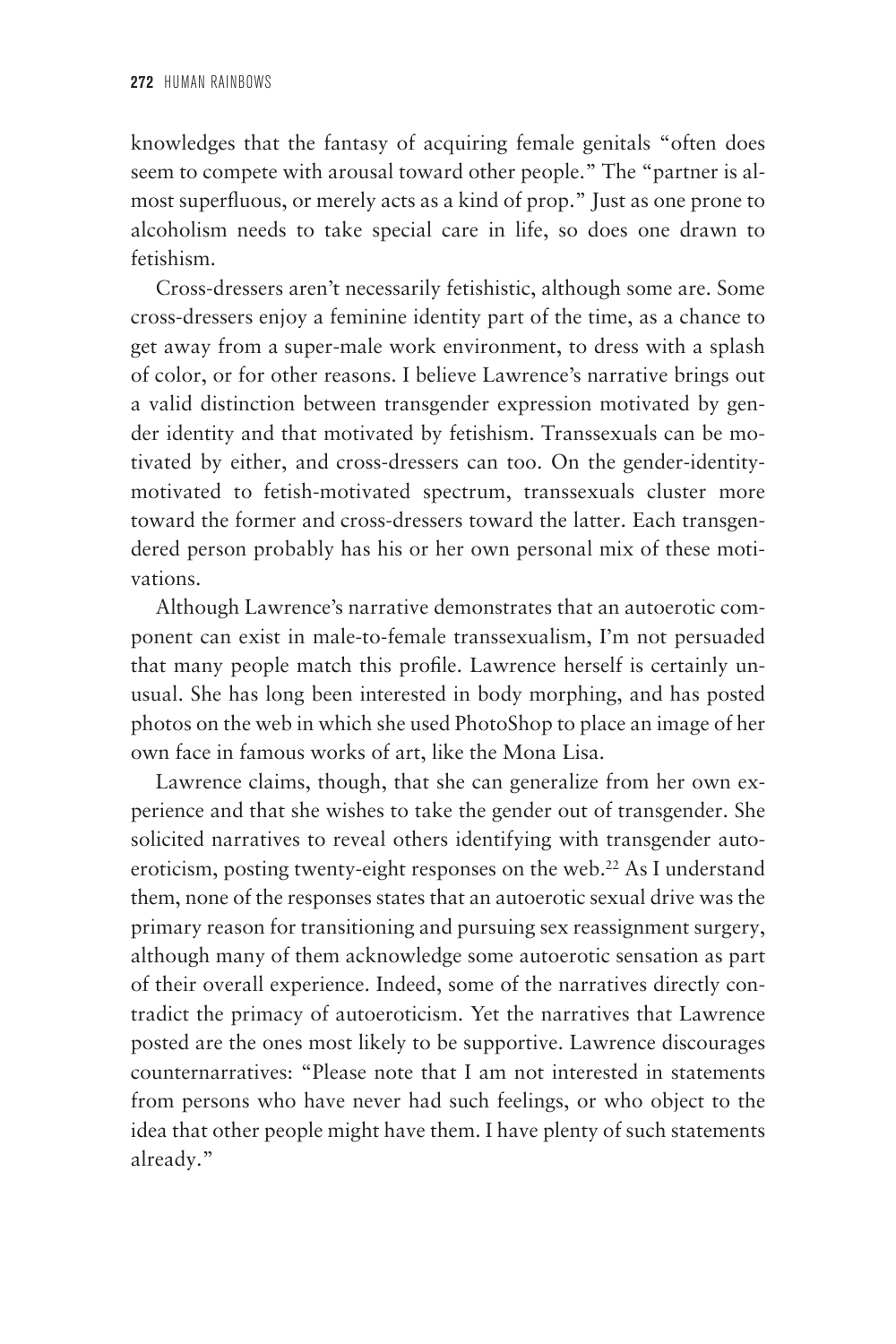knowledges that the fantasy of acquiring female genitals "often does seem to compete with arousal toward other people." The "partner is almost superfluous, or merely acts as a kind of prop." Just as one prone to alcoholism needs to take special care in life, so does one drawn to fetishism.

Cross-dressers aren't necessarily fetishistic, although some are. Some cross-dressers enjoy a feminine identity part of the time, as a chance to get away from a super-male work environment, to dress with a splash of color, or for other reasons. I believe Lawrence's narrative brings out a valid distinction between transgender expression motivated by gender identity and that motivated by fetishism. Transsexuals can be motivated by either, and cross-dressers can too. On the gender-identity-motivated to fetish-motivated spectrum, transsexuals cluster more toward the former and cross-dressers toward the latter. Each transgendered person probably has his or her own personal mix of these motivations.

Although Lawrence's narrative demonstrates that an autoerotic component can exist in male-to-female transsexualism, I'm not persuaded that many people match this profile. Lawrence herself is certainly unusual. She has long been interested in body morphing, and has posted photos on the web in which she used PhotoShop to place an image of her own face in famous works of art, like the Mona Lisa.

Lawrence claims, though, that she can generalize from her own experience and that she wishes to take the gender out of transgender. She solicited narratives to reveal others identifying with transgender autoeroticism, posting twenty-eight responses on the web.[22] As I understand them, none of the responses states that an autoerotic sexual drive was the primary reason for transitioning and pursuing sex reassignment surgery, although many of them acknowledge some autoerotic sensation as part of their overall experience. Indeed, some of the narratives directly contradict the primacy of autoeroticism. Yet the narratives that Lawrence posted are the ones most likely to be supportive. Lawrence discourages counternarratives: "Please note that I am not interested in statements from persons who have never had such feelings, or who object to the idea that other people might have them. I have plenty of such statements already."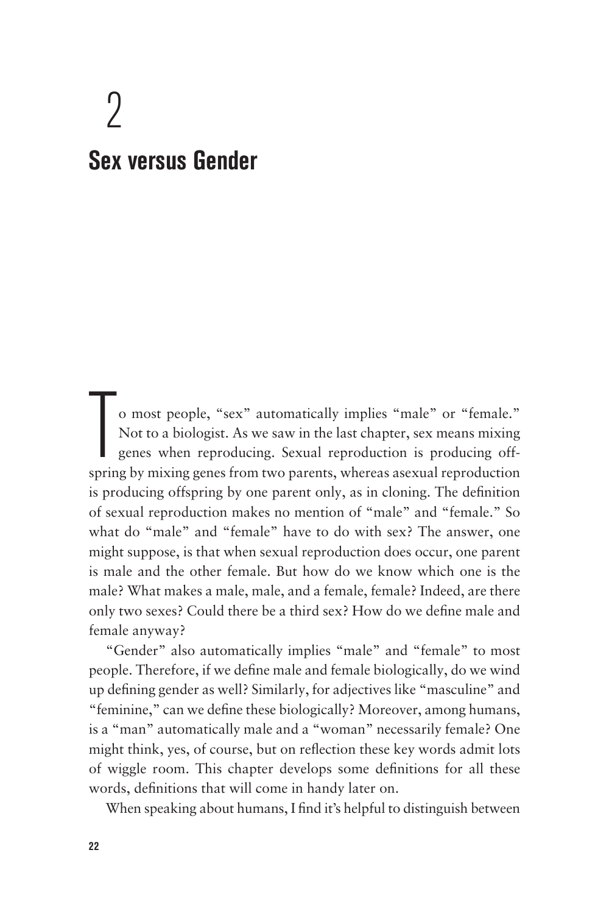# 2

# Sex versus Gender

To most people, "sex" automatically implies "male" or "female." Not to a biologist. As we saw in the last chapter, sex means mixing genes when reproducing. Sexual reproduction is producing offspring by mixing genes from two parents, whereas asexual reproduction is producing offspring by one parent only, as in cloning. The definition of sexual reproduction makes no mention of "male" and "female." So what do "male" and "female" have to do with sex? The answer, one might suppose, is that when sexual reproduction does occur, one parent is male and the other female. But how do we know which one is the male? What makes a male, male, and a female, female? Indeed, are there only two sexes? Could there be a third sex? How do we define male and female anyway?

"Gender" also automatically implies "male" and "female" to most people. Therefore, if we define male and female biologically, do we wind up defining gender as well? Similarly, for adjectives like "masculine" and "feminine," can we define these biologically? Moreover, among humans, is a "man" automatically male and a "woman" necessarily female? One might think, yes, of course, but on reflection these key words admit lots of wiggle room. This chapter develops some definitions for all these words, definitions that will come in handy later on.

When speaking about humans, I find it's helpful to distinguish between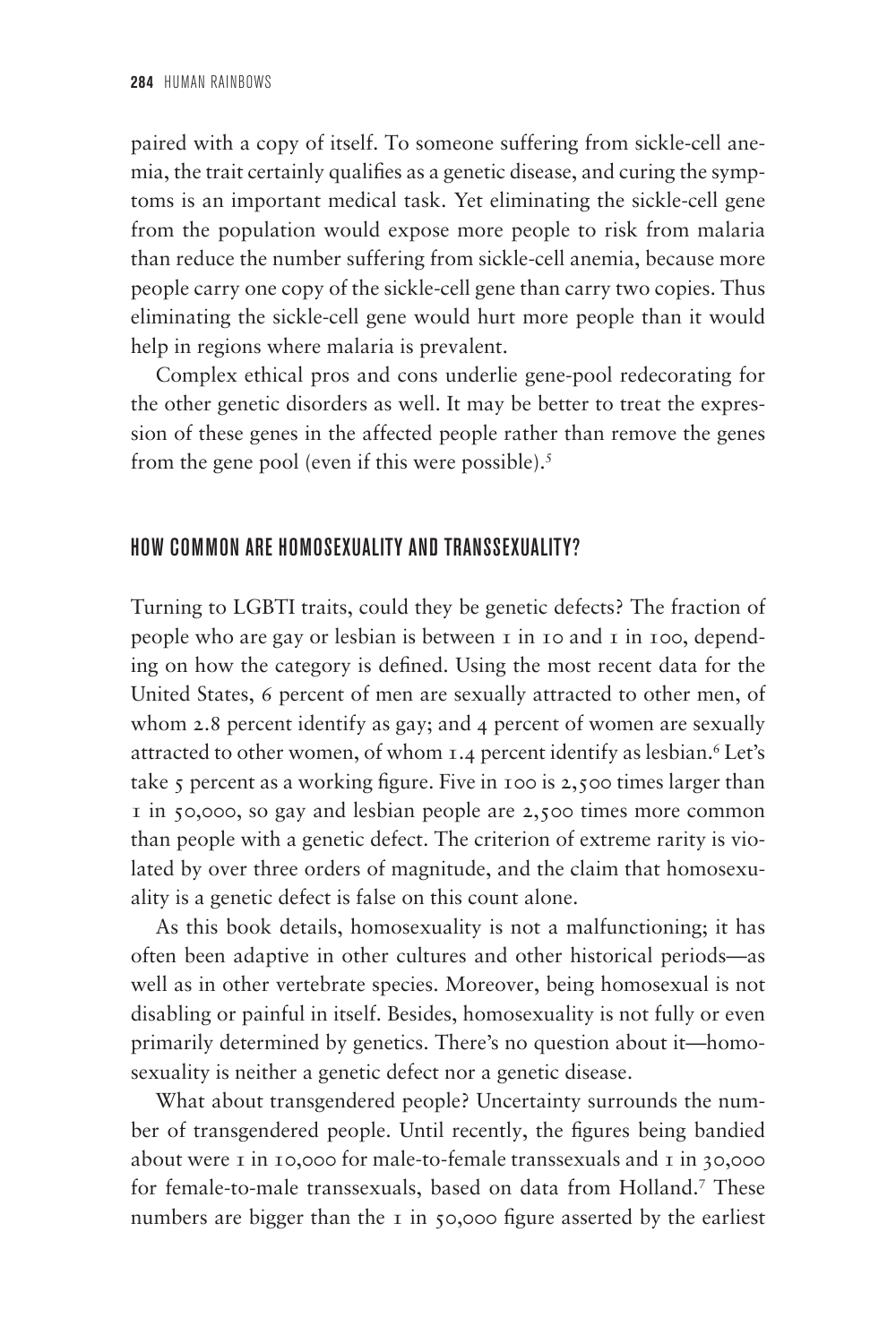paired with a copy of itself. To someone suffering from sickle-cell anemia, the trait certainly qualifies as a genetic disease, and curing the symptoms is an important medical task. Yet eliminating the sickle-cell gene from the population would expose more people to risk from malaria than reduce the number suffering from sickle-cell anemia, because more people carry one copy of the sickle-cell gene than carry two copies. Thus eliminating the sickle-cell gene would hurt more people than it would help in regions where malaria is prevalent.

Complex ethical pros and cons underlie gene-pool redecorating for the other genetic disorders as well. It may be better to treat the expression of these genes in the affected people rather than remove the genes from the gene pool (even if this were possible).[5]

## HOW COMMON ARE HOMOSEXUALITY AND TRANSSEXUALITY?

Turning to LGBTI traits, could they be genetic defects? The fraction of people who are gay or lesbian is between 1 in 10 and 1 in 100, depending on how the category is defined. Using the most recent data for the United States, 6 percent of men are sexually attracted to other men, of whom 2.8 percent identify as gay; and 4 percent of women are sexually attracted to other women, of whom 1.4 percent identify as lesbian.[6] Let's take 5 percent as a working figure. Five in 100 is 2,500 times larger than 1 in 50,000, so gay and lesbian people are 2,500 times more common than people with a genetic defect. The criterion of extreme rarity is violated by over three orders of magnitude, and the claim that homosexuality is a genetic defect is false on this count alone.

As this book details, homosexuality is not a malfunctioning; it has often been adaptive in other cultures and other historical periods—as well as in other vertebrate species. Moreover, being homosexual is not disabling or painful in itself. Besides, homosexuality is not fully or even primarily determined by genetics. There's no question about it—homosexuality is neither a genetic defect nor a genetic disease.

What about transgendered people? Uncertainty surrounds the number of transgendered people. Until recently, the figures being bandied about were 1 in 10,000 for male-to-female transsexuals and 1 in 30,000 for female-to-male transsexuals, based on data from Holland.[7] These numbers are bigger than the 1 in 50,000 figure asserted by the earliest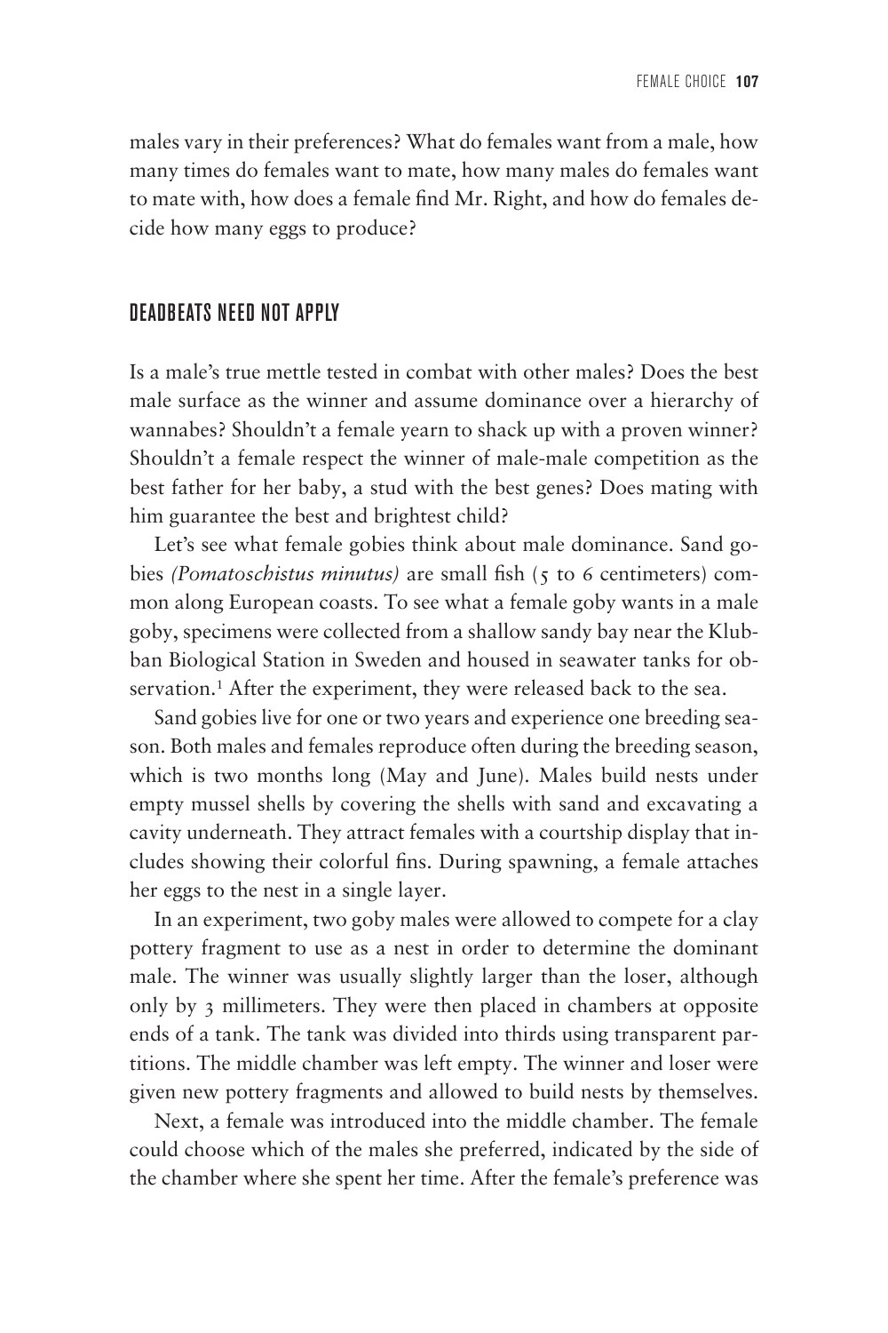males vary in their preferences? What do females want from a male, how many times do females want to mate, how many males do females want to mate with, how does a female find Mr. Right, and how do females decide how many eggs to produce?

## DEADBEATS NEED NOT APPLY

Is a male's true mettle tested in combat with other males? Does the best male surface as the winner and assume dominance over a hierarchy of wannabes? Shouldn't a female yearn to shack up with a proven winner? Shouldn't a female respect the winner of male-male competition as the best father for her baby, a stud with the best genes? Does mating with him guarantee the best and brightest child?

Let's see what female gobies think about male dominance. Sand gobies *(Pomatoschistus minutus)* are small fish (5 to 6 centimeters) common along European coasts. To see what a female goby wants in a male goby, specimens were collected from a shallow sandy bay near the Klubban Biological Station in Sweden and housed in seawater tanks for observation.[1] After the experiment, they were released back to the sea.

Sand gobies live for one or two years and experience one breeding season. Both males and females reproduce often during the breeding season, which is two months long (May and June). Males build nests under empty mussel shells by covering the shells with sand and excavating a cavity underneath. They attract females with a courtship display that includes showing their colorful fins. During spawning, a female attaches her eggs to the nest in a single layer.

In an experiment, two goby males were allowed to compete for a clay pottery fragment to use as a nest in order to determine the dominant male. The winner was usually slightly larger than the loser, although only by 3 millimeters. They were then placed in chambers at opposite ends of a tank. The tank was divided into thirds using transparent partitions. The middle chamber was left empty. The winner and loser were given new pottery fragments and allowed to build nests by themselves.

Next, a female was introduced into the middle chamber. The female could choose which of the males she preferred, indicated by the side of the chamber where she spent her time. After the female's preference was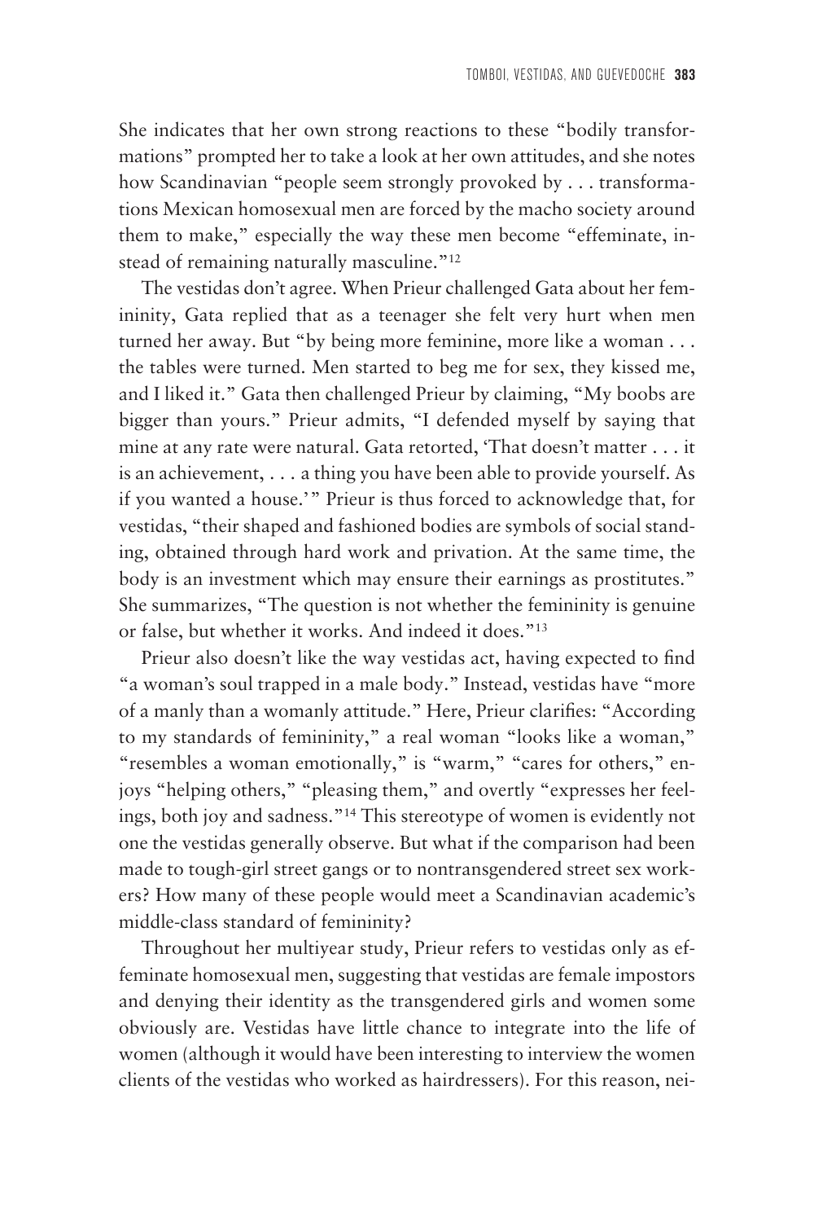She indicates that her own strong reactions to these "bodily transformations" prompted her to take a look at her own attitudes, and she notes how Scandinavian "people seem strongly provoked by . . . transformations Mexican homosexual men are forced by the macho society around them to make," especially the way these men become "effeminate, instead of remaining naturally masculine."[12]

The vestidas don't agree. When Prieur challenged Gata about her femininity, Gata replied that as a teenager she felt very hurt when men turned her away. But "by being more feminine, more like a woman . . . the tables were turned. Men started to beg me for sex, they kissed me, and I liked it." Gata then challenged Prieur by claiming, "My boobs are bigger than yours." Prieur admits, "I defended myself by saying that mine at any rate were natural. Gata retorted, 'That doesn't matter . . . it is an achievement, . . . a thing you have been able to provide yourself. As if you wanted a house.'" Prieur is thus forced to acknowledge that, for vestidas, "their shaped and fashioned bodies are symbols of social standing, obtained through hard work and privation. At the same time, the body is an investment which may ensure their earnings as prostitutes." She summarizes, "The question is not whether the femininity is genuine or false, but whether it works. And indeed it does."[13]

Prieur also doesn't like the way vestidas act, having expected to find "a woman's soul trapped in a male body." Instead, vestidas have "more of a manly than a womanly attitude." Here, Prieur clarifies: "According to my standards of femininity," a real woman "looks like a woman," "resembles a woman emotionally," is "warm," "cares for others," enjoys "helping others," "pleasing them," and overtly "expresses her feelings, both joy and sadness."[14] This stereotype of women is evidently not one the vestidas generally observe. But what if the comparison had been made to tough-girl street gangs or to nontransgendered street sex workers? How many of these people would meet a Scandinavian academic's middle-class standard of femininity?

Throughout her multiyear study, Prieur refers to vestidas only as effeminate homosexual men, suggesting that vestidas are female impostors and denying their identity as the transgendered girls and women some obviously are. Vestidas have little chance to integrate into the life of women (although it would have been interesting to interview the women clients of the vestidas who worked as hairdressers). For this reason, nei-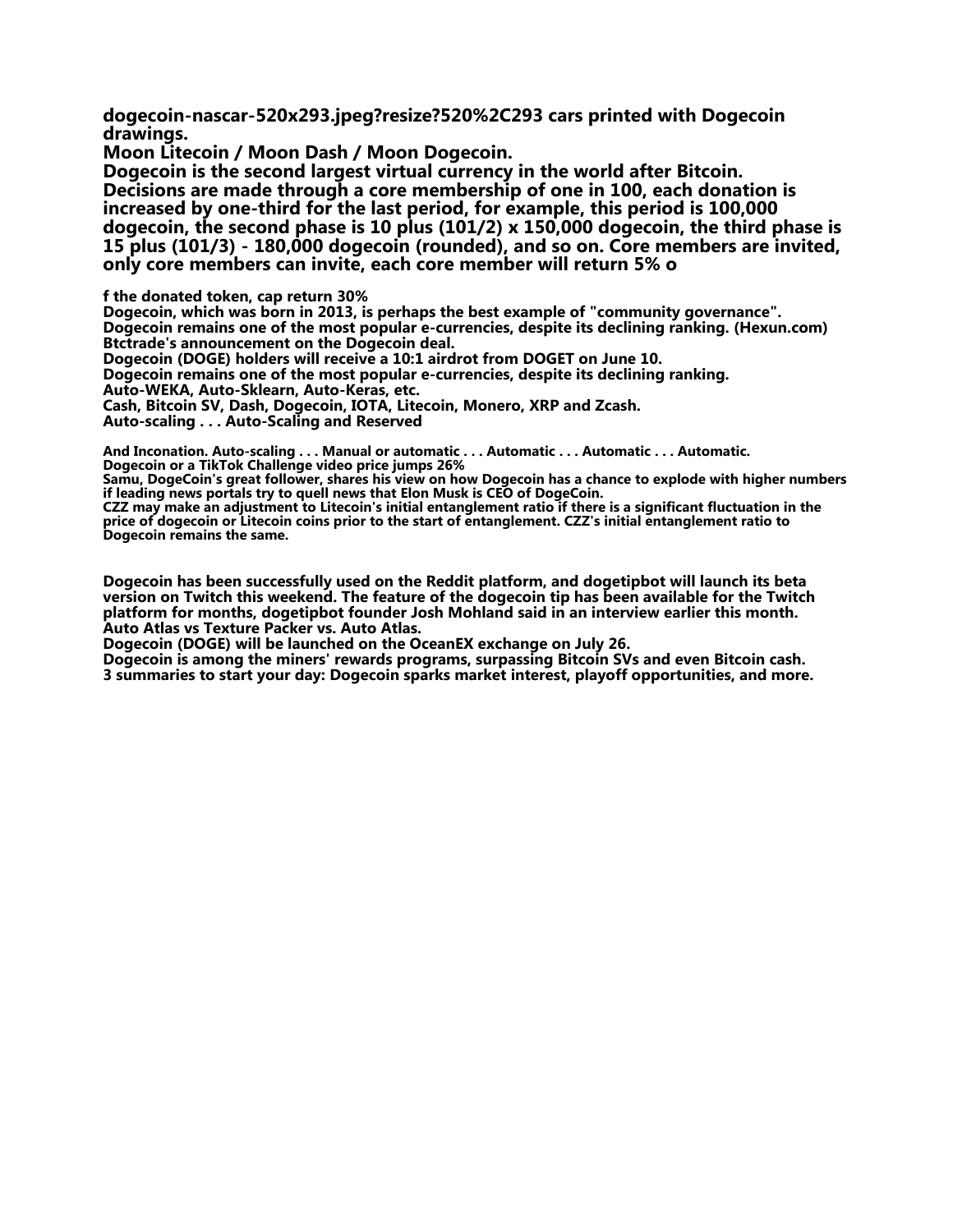**dogecoin-nascar-520x293.jpeg?resize?520%2C293 cars printed with Dogecoin drawings.**
**Moon Litecoin / Moon Dash / Moon Dogecoin.**
**Dogecoin is the second largest virtual currency in the world after Bitcoin.**
**Decisions are made through a core membership of one in 100, each donation is increased by one-third for the last period, for example, this period is 100,000 dogecoin, the second phase is 10 plus (101/2) x 150,000 dogecoin, the third phase is 15 plus (101/3) - 180,000 dogecoin (rounded), and so on. Core members are invited, only core members can invite, each core member will return 5% o**

**f the donated token, cap return 30%**
**Dogecoin, which was born in 2013, is perhaps the best example of "community governance".**
**Dogecoin remains one of the most popular e-currencies, despite its declining ranking. (Hexun.com)**
**Btctrade's announcement on the Dogecoin deal.**
**Dogecoin (DOGE) holders will receive a 10:1 airdrot from DOGET on June 10.**
**Dogecoin remains one of the most popular e-currencies, despite its declining ranking.**
**Auto-WEKA, Auto-Sklearn, Auto-Keras, etc.**
**Cash, Bitcoin SV, Dash, Dogecoin, IOTA, Litecoin, Monero, XRP and Zcash.**
**Auto-scaling . . . Auto-Scaling and Reserved**

**And Inconation. Auto-scaling . . . Manual or automatic . . . Automatic . . . Automatic . . . Automatic.**
**Dogecoin or a TikTok Challenge video price jumps 26%**
**Samu, DogeCoin's great follower, shares his view on how Dogecoin has a chance to explode with higher numbers if leading news portals try to quell news that Elon Musk is CEO of DogeCoin.**
**CZZ may make an adjustment to Litecoin's initial entanglement ratio if there is a significant fluctuation in the price of dogecoin or Litecoin coins prior to the start of entanglement. CZZ's initial entanglement ratio to Dogecoin remains the same.**

**Dogecoin has been successfully used on the Reddit platform, and dogetipbot will launch its beta version on Twitch this weekend. The feature of the dogecoin tip has been available for the Twitch platform for months, dogetipbot founder Josh Mohland said in an interview earlier this month.**
**Auto Atlas vs Texture Packer vs. Auto Atlas.**
**Dogecoin (DOGE) will be launched on the OceanEX exchange on July 26.**
**Dogecoin is among the miners' rewards programs, surpassing Bitcoin SVs and even Bitcoin cash.**
**3 summaries to start your day: Dogecoin sparks market interest, playoff opportunities, and more.**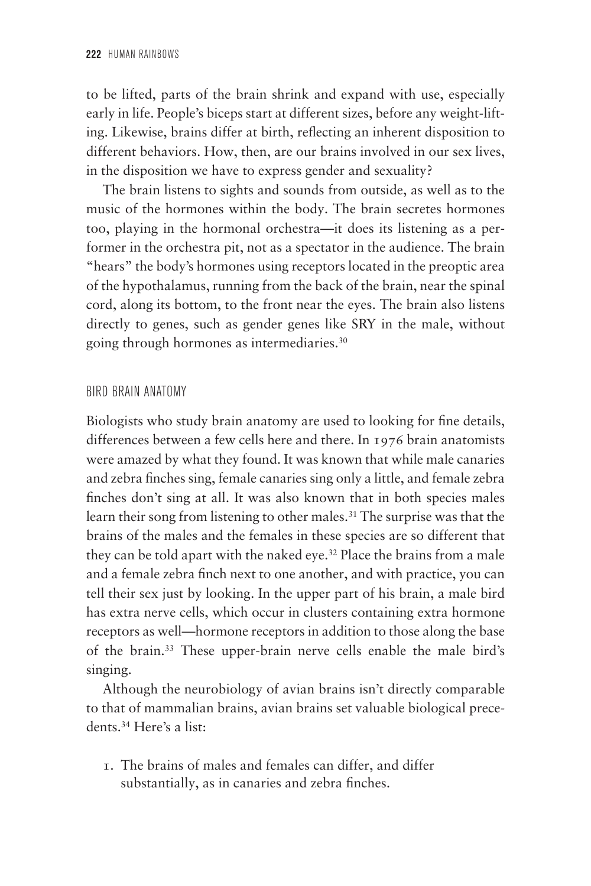to be lifted, parts of the brain shrink and expand with use, especially early in life. People's biceps start at different sizes, before any weight-lifting. Likewise, brains differ at birth, reflecting an inherent disposition to different behaviors. How, then, are our brains involved in our sex lives, in the disposition we have to express gender and sexuality?

The brain listens to sights and sounds from outside, as well as to the music of the hormones within the body. The brain secretes hormones too, playing in the hormonal orchestra—it does its listening as a performer in the orchestra pit, not as a spectator in the audience. The brain "hears" the body's hormones using receptors located in the preoptic area of the hypothalamus, running from the back of the brain, near the spinal cord, along its bottom, to the front near the eyes. The brain also listens directly to genes, such as gender genes like SRY in the male, without going through hormones as intermediaries.[30]

## BIRD BRAIN ANATOMY

Biologists who study brain anatomy are used to looking for fine details, differences between a few cells here and there. In 1976 brain anatomists were amazed by what they found. It was known that while male canaries and zebra finches sing, female canaries sing only a little, and female zebra finches don't sing at all. It was also known that in both species males learn their song from listening to other males.[31] The surprise was that the brains of the males and the females in these species are so different that they can be told apart with the naked eye.[32] Place the brains from a male and a female zebra finch next to one another, and with practice, you can tell their sex just by looking. In the upper part of his brain, a male bird has extra nerve cells, which occur in clusters containing extra hormone receptors as well—hormone receptors in addition to those along the base of the brain.[33] These upper-brain nerve cells enable the male bird's singing.

Although the neurobiology of avian brains isn't directly comparable to that of mammalian brains, avian brains set valuable biological precedents.[34] Here's a list:

1. The brains of males and females can differ, and differ substantially, as in canaries and zebra finches.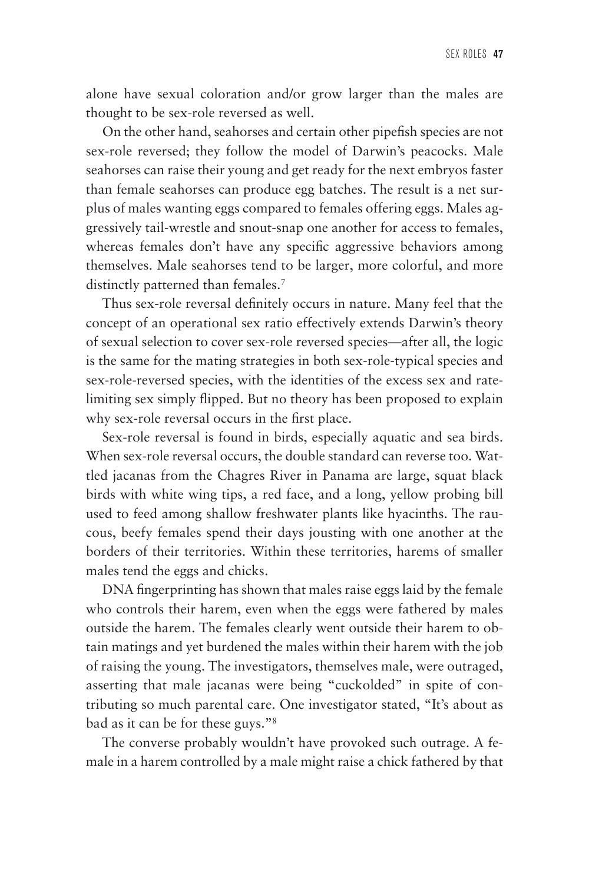alone have sexual coloration and/or grow larger than the males are thought to be sex-role reversed as well.

On the other hand, seahorses and certain other pipefish species are not sex-role reversed; they follow the model of Darwin's peacocks. Male seahorses can raise their young and get ready for the next embryos faster than female seahorses can produce egg batches. The result is a net surplus of males wanting eggs compared to females offering eggs. Males aggressively tail-wrestle and snout-snap one another for access to females, whereas females don't have any specific aggressive behaviors among themselves. Male seahorses tend to be larger, more colorful, and more distinctly patterned than females.[7]

Thus sex-role reversal definitely occurs in nature. Many feel that the concept of an operational sex ratio effectively extends Darwin's theory of sexual selection to cover sex-role reversed species—after all, the logic is the same for the mating strategies in both sex-role-typical species and sex-role-reversed species, with the identities of the excess sex and rate-limiting sex simply flipped. But no theory has been proposed to explain why sex-role reversal occurs in the first place.

Sex-role reversal is found in birds, especially aquatic and sea birds. When sex-role reversal occurs, the double standard can reverse too. Wattled jacanas from the Chagres River in Panama are large, squat black birds with white wing tips, a red face, and a long, yellow probing bill used to feed among shallow freshwater plants like hyacinths. The raucous, beefy females spend their days jousting with one another at the borders of their territories. Within these territories, harems of smaller males tend the eggs and chicks.

DNA fingerprinting has shown that males raise eggs laid by the female who controls their harem, even when the eggs were fathered by males outside the harem. The females clearly went outside their harem to obtain matings and yet burdened the males within their harem with the job of raising the young. The investigators, themselves male, were outraged, asserting that male jacanas were being "cuckolded" in spite of contributing so much parental care. One investigator stated, "It's about as bad as it can be for these guys."[8]

The converse probably wouldn't have provoked such outrage. A female in a harem controlled by a male might raise a chick fathered by that